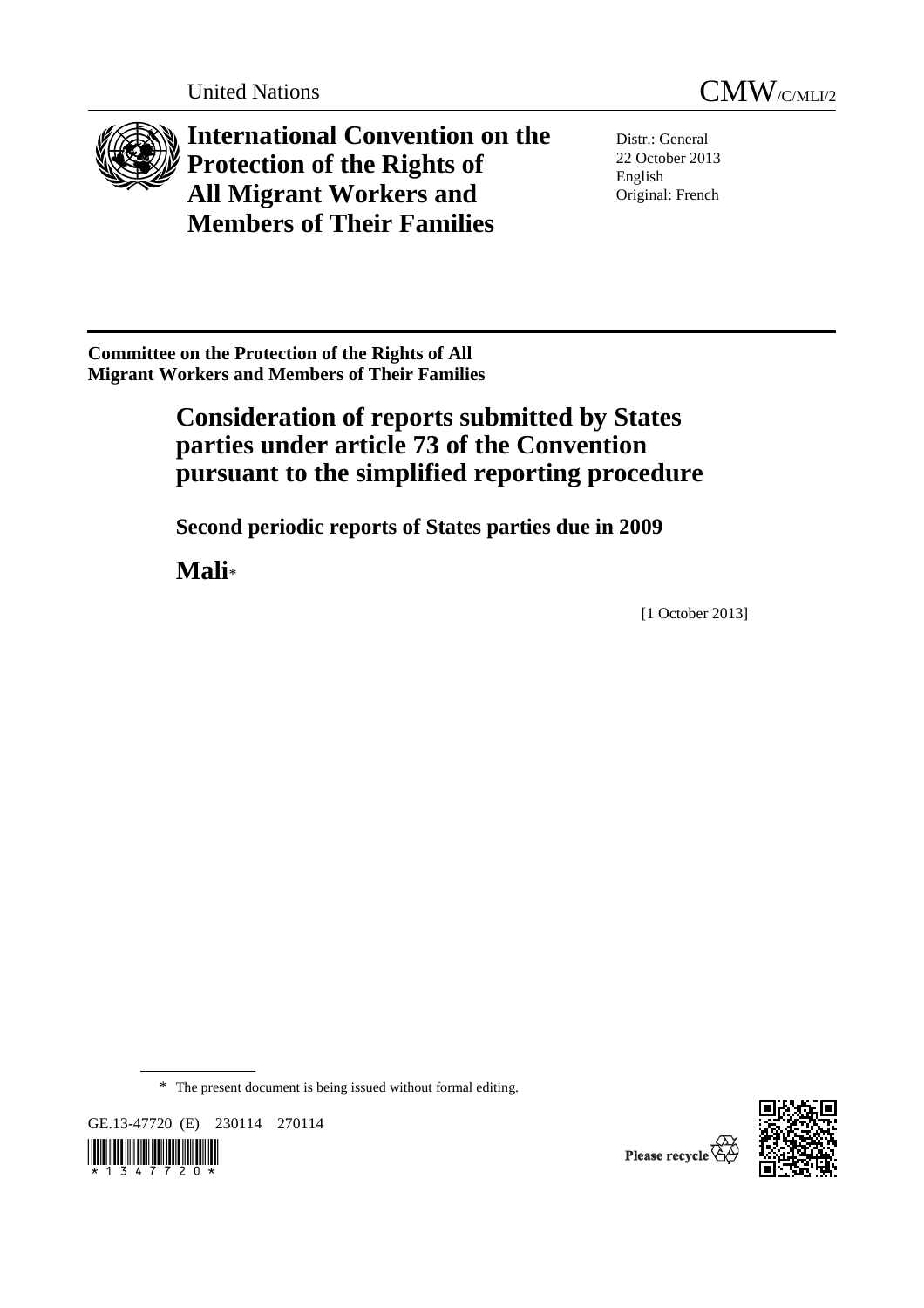United Nations

CMW/C/MLI/2

# International Convention on the Protection of the Rights of All Migrant Workers and Members of Their Families

Distr.: General
22 October 2013
English
Original: French

**Committee on the Protection of the Rights of All Migrant Workers and Members of Their Families**

## Consideration of reports submitted by States parties under article 73 of the Convention pursuant to the simplified reporting procedure

### Second periodic reports of States parties due in 2009

## Mali*

[1 October 2013]

\* The present document is being issued without formal editing.

GE.13-47720 (E) 230114 270114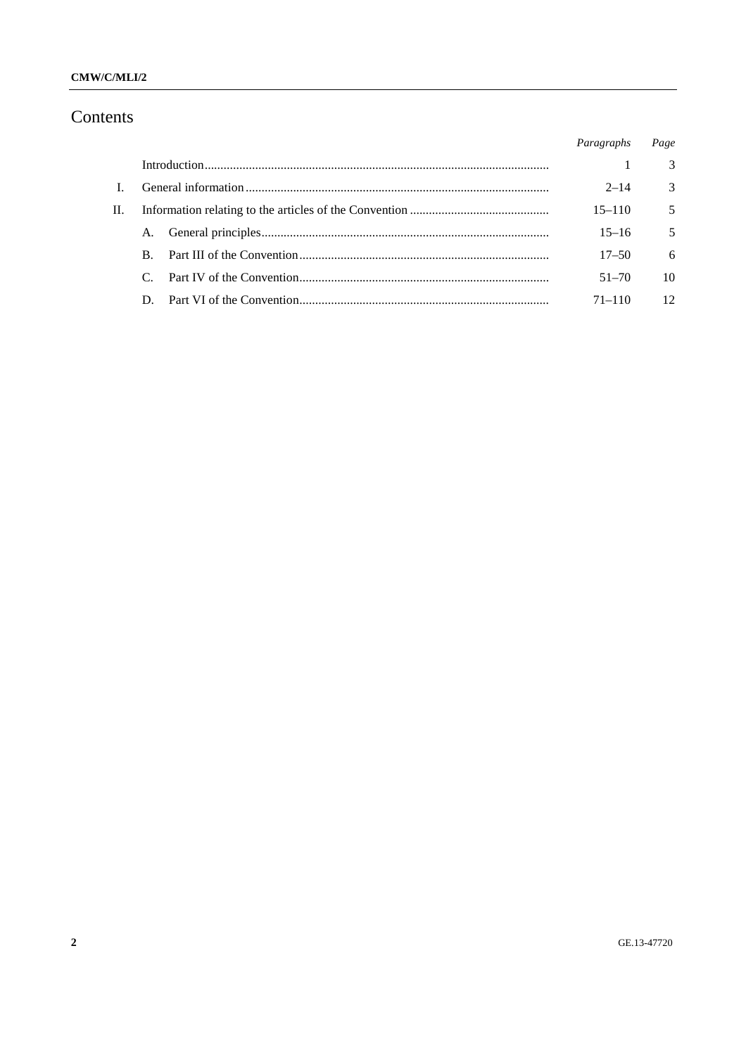# Contents

| | | Paragraphs | Page |
|---|---|---|---|
| | Introduction | 1 | 3 |
| I. | General information | 2–14 | 3 |
| II. | Information relating to the articles of the Convention | 15–110 | 5 |
| | A. General principles | 15–16 | 5 |
| | B. Part III of the Convention | 17–50 | 6 |
| | C. Part IV of the Convention | 51–70 | 10 |
| | D. Part VI of the Convention | 71–110 | 12 |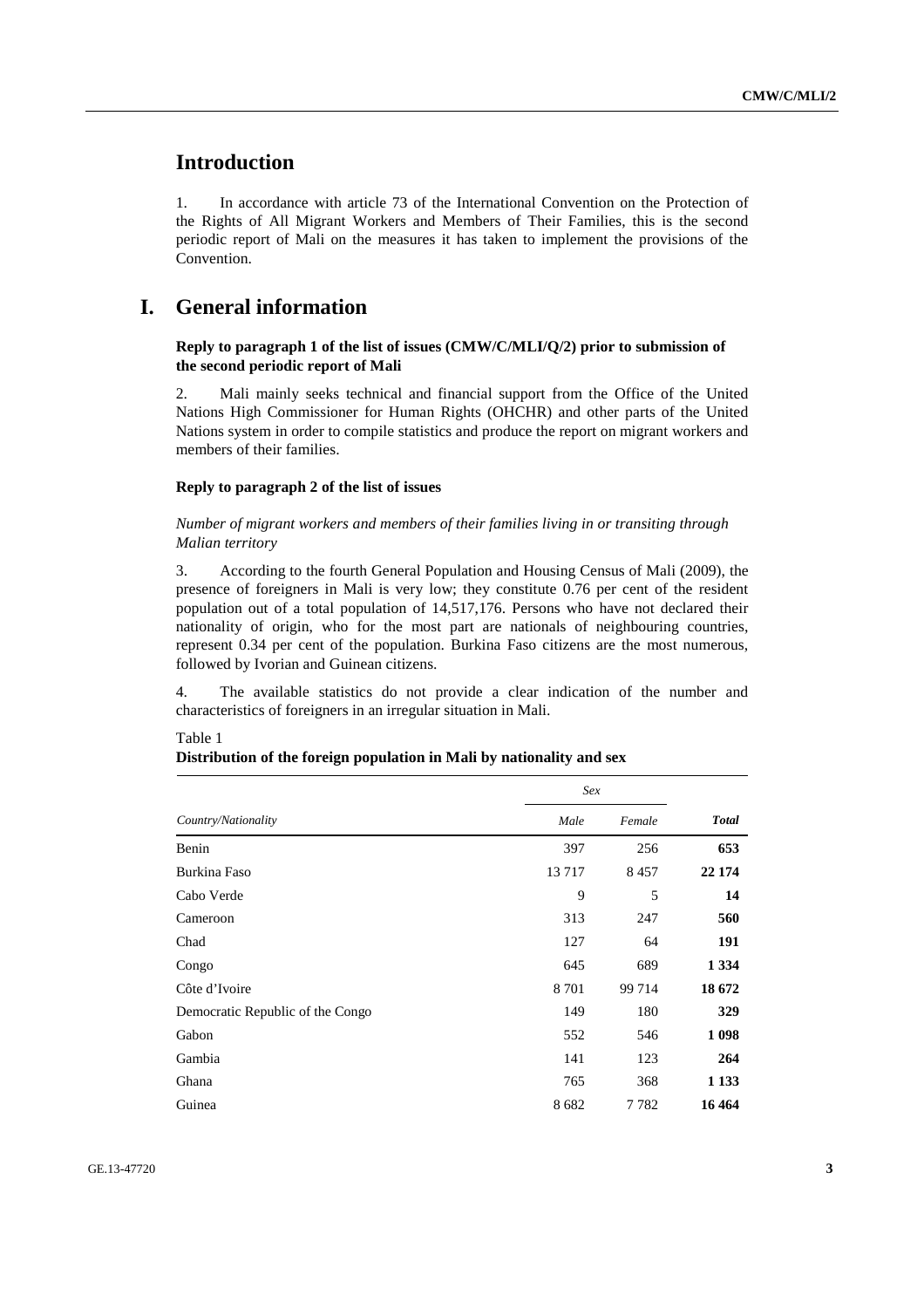# Introduction

1. In accordance with article 73 of the International Convention on the Protection of the Rights of All Migrant Workers and Members of Their Families, this is the second periodic report of Mali on the measures it has taken to implement the provisions of the Convention.

# I. General information

### Reply to paragraph 1 of the list of issues (CMW/C/MLI/Q/2) prior to submission of the second periodic report of Mali

2. Mali mainly seeks technical and financial support from the Office of the United Nations High Commissioner for Human Rights (OHCHR) and other parts of the United Nations system in order to compile statistics and produce the report on migrant workers and members of their families.

### Reply to paragraph 2 of the list of issues

*Number of migrant workers and members of their families living in or transiting through Malian territory*

3. According to the fourth General Population and Housing Census of Mali (2009), the presence of foreigners in Mali is very low; they constitute 0.76 per cent of the resident population out of a total population of 14,517,176. Persons who have not declared their nationality of origin, who for the most part are nationals of neighbouring countries, represent 0.34 per cent of the population. Burkina Faso citizens are the most numerous, followed by Ivorian and Guinean citizens.

4. The available statistics do not provide a clear indication of the number and characteristics of foreigners in an irregular situation in Mali.

Table 1
**Distribution of the foreign population in Mali by nationality and sex**

| | *Sex* | | |
|---|---|---|---|
| *Country/Nationality* | *Male* | *Female* | ***Total*** |
| Benin | 397 | 256 | **653** |
| Burkina Faso | 13 717 | 8 457 | **22 174** |
| Cabo Verde | 9 | 5 | **14** |
| Cameroon | 313 | 247 | **560** |
| Chad | 127 | 64 | **191** |
| Congo | 645 | 689 | **1 334** |
| Côte d'Ivoire | 8 701 | 99 714 | **18 672** |
| Democratic Republic of the Congo | 149 | 180 | **329** |
| Gabon | 552 | 546 | **1 098** |
| Gambia | 141 | 123 | **264** |
| Ghana | 765 | 368 | **1 133** |
| Guinea | 8 682 | 7 782 | **16 464** |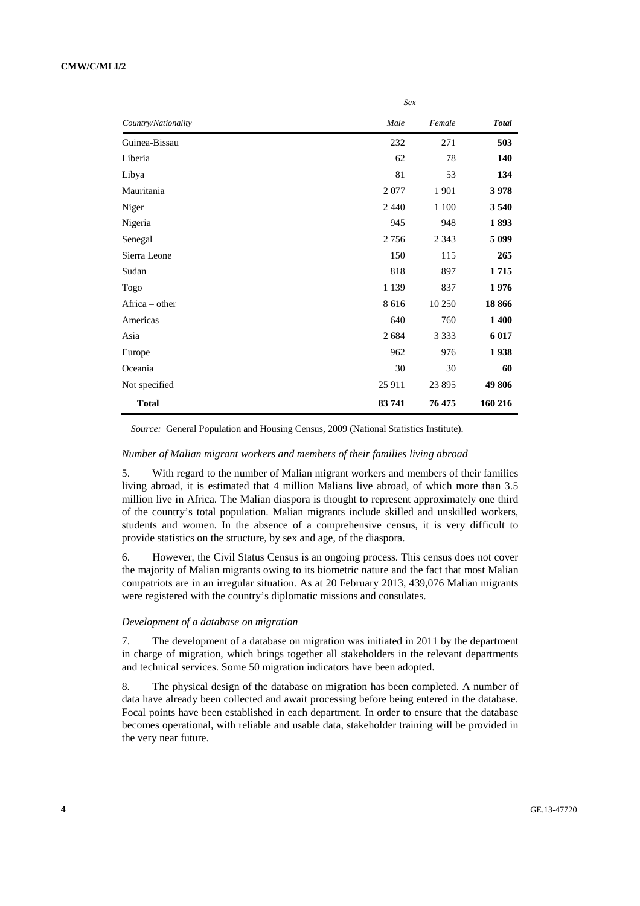| Country/Nationality | Sex | | Total |
|---|---|---|---|
| | Male | Female | |
| Guinea-Bissau | 232 | 271 | **503** |
| Liberia | 62 | 78 | **140** |
| Libya | 81 | 53 | **134** |
| Mauritania | 2 077 | 1 901 | **3 978** |
| Niger | 2 440 | 1 100 | **3 540** |
| Nigeria | 945 | 948 | **1 893** |
| Senegal | 2 756 | 2 343 | **5 099** |
| Sierra Leone | 150 | 115 | **265** |
| Sudan | 818 | 897 | **1 715** |
| Togo | 1 139 | 837 | **1 976** |
| Africa – other | 8 616 | 10 250 | **18 866** |
| Americas | 640 | 760 | **1 400** |
| Asia | 2 684 | 3 333 | **6 017** |
| Europe | 962 | 976 | **1 938** |
| Oceania | 30 | 30 | **60** |
| Not specified | 25 911 | 23 895 | **49 806** |
| **Total** | **83 741** | **76 475** | **160 216** |

*Source:* General Population and Housing Census, 2009 (National Statistics Institute).

*Number of Malian migrant workers and members of their families living abroad*

5. With regard to the number of Malian migrant workers and members of their families living abroad, it is estimated that 4 million Malians live abroad, of which more than 3.5 million live in Africa. The Malian diaspora is thought to represent approximately one third of the country's total population. Malian migrants include skilled and unskilled workers, students and women. In the absence of a comprehensive census, it is very difficult to provide statistics on the structure, by sex and age, of the diaspora.

6. However, the Civil Status Census is an ongoing process. This census does not cover the majority of Malian migrants owing to its biometric nature and the fact that most Malian compatriots are in an irregular situation. As at 20 February 2013, 439,076 Malian migrants were registered with the country's diplomatic missions and consulates.

*Development of a database on migration*

7. The development of a database on migration was initiated in 2011 by the department in charge of migration, which brings together all stakeholders in the relevant departments and technical services. Some 50 migration indicators have been adopted.

8. The physical design of the database on migration has been completed. A number of data have already been collected and await processing before being entered in the database. Focal points have been established in each department. In order to ensure that the database becomes operational, with reliable and usable data, stakeholder training will be provided in the very near future.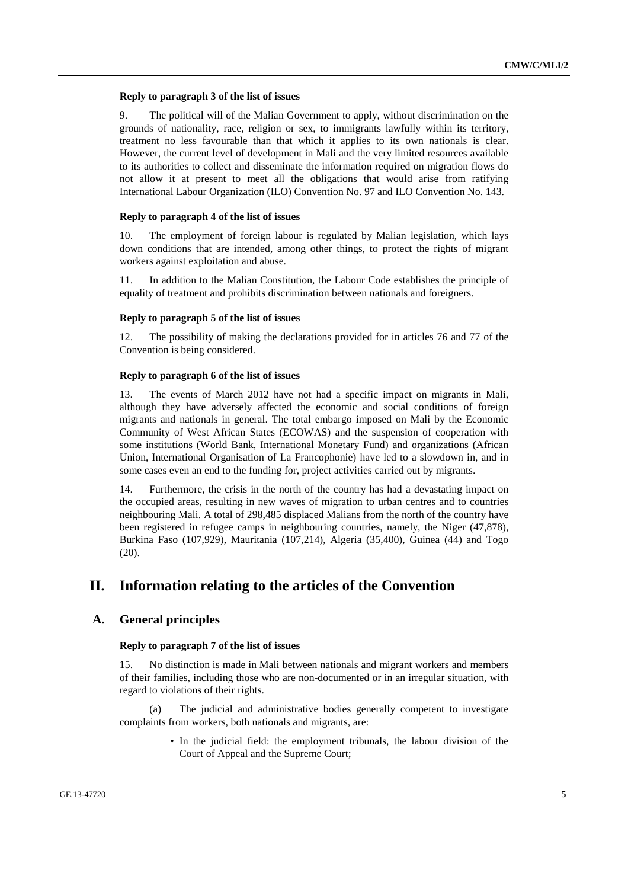#### Reply to paragraph 3 of the list of issues

9. The political will of the Malian Government to apply, without discrimination on the grounds of nationality, race, religion or sex, to immigrants lawfully within its territory, treatment no less favourable than that which it applies to its own nationals is clear. However, the current level of development in Mali and the very limited resources available to its authorities to collect and disseminate the information required on migration flows do not allow it at present to meet all the obligations that would arise from ratifying International Labour Organization (ILO) Convention No. 97 and ILO Convention No. 143.

#### Reply to paragraph 4 of the list of issues

10. The employment of foreign labour is regulated by Malian legislation, which lays down conditions that are intended, among other things, to protect the rights of migrant workers against exploitation and abuse.

11. In addition to the Malian Constitution, the Labour Code establishes the principle of equality of treatment and prohibits discrimination between nationals and foreigners.

#### Reply to paragraph 5 of the list of issues

12. The possibility of making the declarations provided for in articles 76 and 77 of the Convention is being considered.

#### Reply to paragraph 6 of the list of issues

13. The events of March 2012 have not had a specific impact on migrants in Mali, although they have adversely affected the economic and social conditions of foreign migrants and nationals in general. The total embargo imposed on Mali by the Economic Community of West African States (ECOWAS) and the suspension of cooperation with some institutions (World Bank, International Monetary Fund) and organizations (African Union, International Organisation of La Francophonie) have led to a slowdown in, and in some cases even an end to the funding for, project activities carried out by migrants.

14. Furthermore, the crisis in the north of the country has had a devastating impact on the occupied areas, resulting in new waves of migration to urban centres and to countries neighbouring Mali. A total of 298,485 displaced Malians from the north of the country have been registered in refugee camps in neighbouring countries, namely, the Niger (47,878), Burkina Faso (107,929), Mauritania (107,214), Algeria (35,400), Guinea (44) and Togo (20).

# II. Information relating to the articles of the Convention

## A. General principles

#### Reply to paragraph 7 of the list of issues

15. No distinction is made in Mali between nationals and migrant workers and members of their families, including those who are non-documented or in an irregular situation, with regard to violations of their rights.

(a) The judicial and administrative bodies generally competent to investigate complaints from workers, both nationals and migrants, are:

- In the judicial field: the employment tribunals, the labour division of the Court of Appeal and the Supreme Court;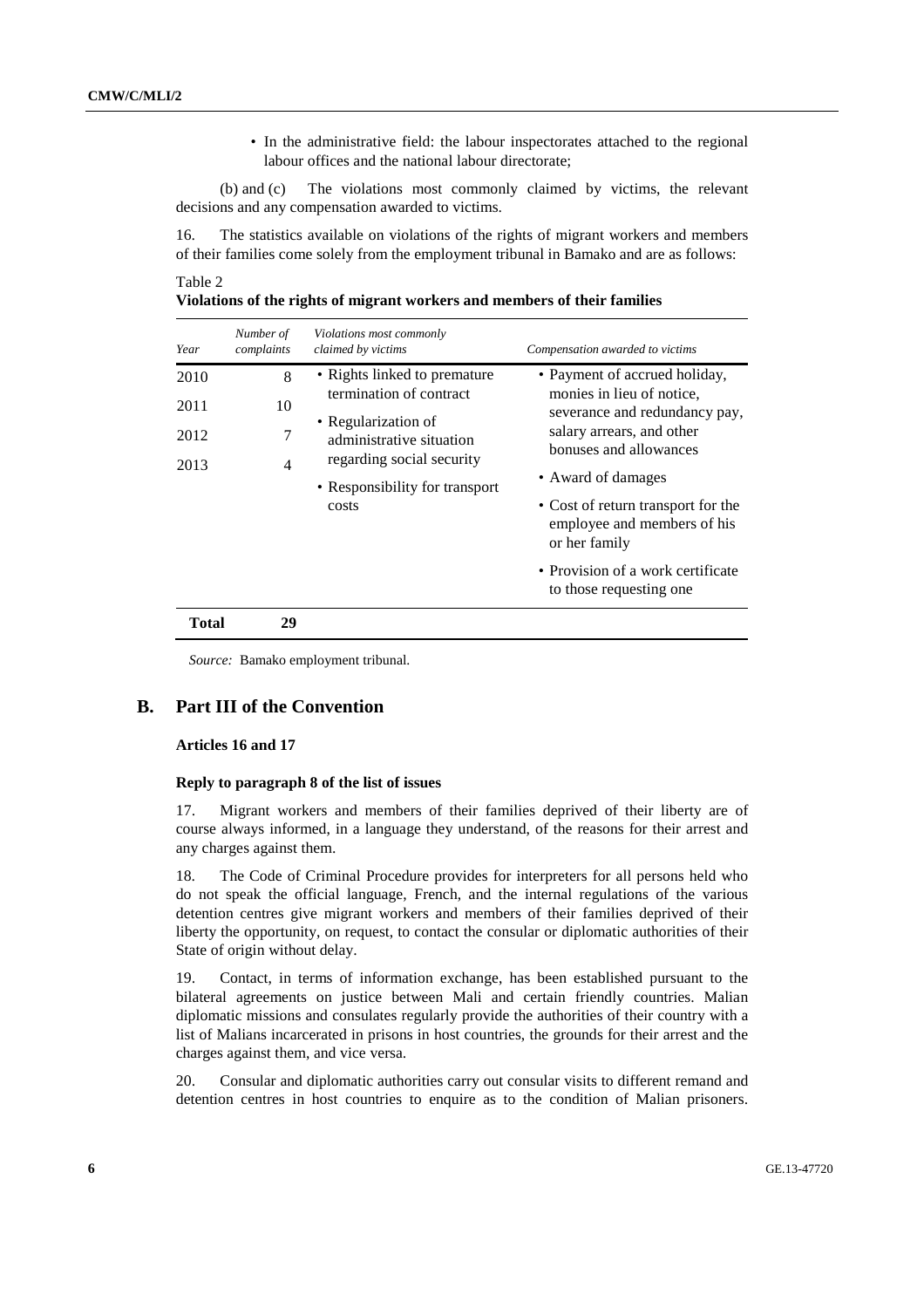- In the administrative field: the labour inspectorates attached to the regional labour offices and the national labour directorate;

(b) and (c) The violations most commonly claimed by victims, the relevant decisions and any compensation awarded to victims.

16. The statistics available on violations of the rights of migrant workers and members of their families come solely from the employment tribunal in Bamako and are as follows:

Table 2
**Violations of the rights of migrant workers and members of their families**

| *Year* | *Number of complaints* | *Violations most commonly claimed by victims* | *Compensation awarded to victims* |
|---|---|---|---|
| 2010 | 8 | • Rights linked to premature termination of contract<br>• Regularization of administrative situation regarding social security<br>• Responsibility for transport costs | • Payment of accrued holiday, monies in lieu of notice, severance and redundancy pay, salary arrears, and other bonuses and allowances<br>• Award of damages<br>• Cost of return transport for the employee and members of his or her family<br>• Provision of a work certificate to those requesting one |
| 2011 | 10 | | |
| 2012 | 7 | | |
| 2013 | 4 | | |
| **Total** | **29** | | |

*Source:* Bamako employment tribunal.

## B. Part III of the Convention

### Articles 16 and 17

#### Reply to paragraph 8 of the list of issues

17. Migrant workers and members of their families deprived of their liberty are of course always informed, in a language they understand, of the reasons for their arrest and any charges against them.

18. The Code of Criminal Procedure provides for interpreters for all persons held who do not speak the official language, French, and the internal regulations of the various detention centres give migrant workers and members of their families deprived of their liberty the opportunity, on request, to contact the consular or diplomatic authorities of their State of origin without delay.

19. Contact, in terms of information exchange, has been established pursuant to the bilateral agreements on justice between Mali and certain friendly countries. Malian diplomatic missions and consulates regularly provide the authorities of their country with a list of Malians incarcerated in prisons in host countries, the grounds for their arrest and the charges against them, and vice versa.

20. Consular and diplomatic authorities carry out consular visits to different remand and detention centres in host countries to enquire as to the condition of Malian prisoners.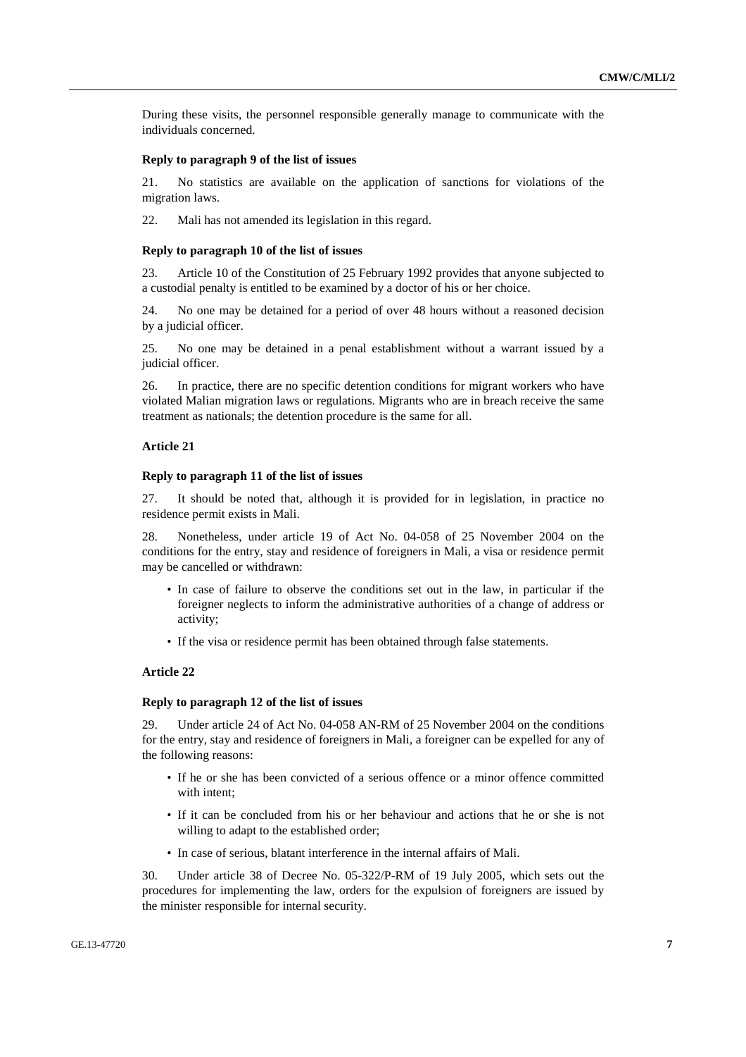During these visits, the personnel responsible generally manage to communicate with the individuals concerned.

#### Reply to paragraph 9 of the list of issues

21. No statistics are available on the application of sanctions for violations of the migration laws.

22. Mali has not amended its legislation in this regard.

#### Reply to paragraph 10 of the list of issues

23. Article 10 of the Constitution of 25 February 1992 provides that anyone subjected to a custodial penalty is entitled to be examined by a doctor of his or her choice.

24. No one may be detained for a period of over 48 hours without a reasoned decision by a judicial officer.

25. No one may be detained in a penal establishment without a warrant issued by a judicial officer.

26. In practice, there are no specific detention conditions for migrant workers who have violated Malian migration laws or regulations. Migrants who are in breach receive the same treatment as nationals; the detention procedure is the same for all.

### Article 21

#### Reply to paragraph 11 of the list of issues

27. It should be noted that, although it is provided for in legislation, in practice no residence permit exists in Mali.

28. Nonetheless, under article 19 of Act No. 04-058 of 25 November 2004 on the conditions for the entry, stay and residence of foreigners in Mali, a visa or residence permit may be cancelled or withdrawn:

- In case of failure to observe the conditions set out in the law, in particular if the foreigner neglects to inform the administrative authorities of a change of address or activity;
- If the visa or residence permit has been obtained through false statements.

### Article 22

#### Reply to paragraph 12 of the list of issues

29. Under article 24 of Act No. 04-058 AN-RM of 25 November 2004 on the conditions for the entry, stay and residence of foreigners in Mali, a foreigner can be expelled for any of the following reasons:

- If he or she has been convicted of a serious offence or a minor offence committed with intent;
- If it can be concluded from his or her behaviour and actions that he or she is not willing to adapt to the established order;
- In case of serious, blatant interference in the internal affairs of Mali.

30. Under article 38 of Decree No. 05-322/P-RM of 19 July 2005, which sets out the procedures for implementing the law, orders for the expulsion of foreigners are issued by the minister responsible for internal security.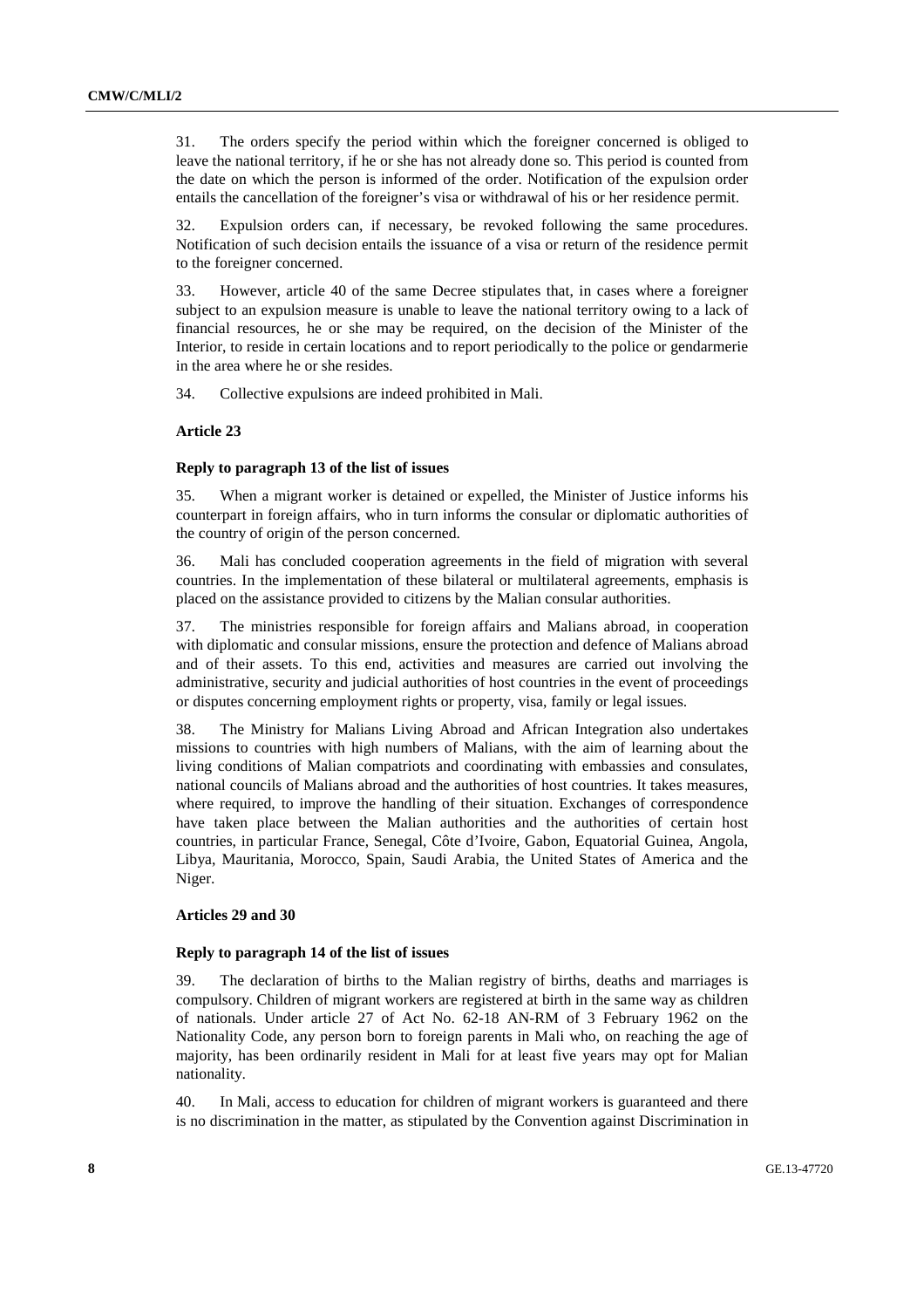31. The orders specify the period within which the foreigner concerned is obliged to leave the national territory, if he or she has not already done so. This period is counted from the date on which the person is informed of the order. Notification of the expulsion order entails the cancellation of the foreigner's visa or withdrawal of his or her residence permit.

32. Expulsion orders can, if necessary, be revoked following the same procedures. Notification of such decision entails the issuance of a visa or return of the residence permit to the foreigner concerned.

33. However, article 40 of the same Decree stipulates that, in cases where a foreigner subject to an expulsion measure is unable to leave the national territory owing to a lack of financial resources, he or she may be required, on the decision of the Minister of the Interior, to reside in certain locations and to report periodically to the police or gendarmerie in the area where he or she resides.

34. Collective expulsions are indeed prohibited in Mali.

**Article 23**

**Reply to paragraph 13 of the list of issues**

35. When a migrant worker is detained or expelled, the Minister of Justice informs his counterpart in foreign affairs, who in turn informs the consular or diplomatic authorities of the country of origin of the person concerned.

36. Mali has concluded cooperation agreements in the field of migration with several countries. In the implementation of these bilateral or multilateral agreements, emphasis is placed on the assistance provided to citizens by the Malian consular authorities.

37. The ministries responsible for foreign affairs and Malians abroad, in cooperation with diplomatic and consular missions, ensure the protection and defence of Malians abroad and of their assets. To this end, activities and measures are carried out involving the administrative, security and judicial authorities of host countries in the event of proceedings or disputes concerning employment rights or property, visa, family or legal issues.

38. The Ministry for Malians Living Abroad and African Integration also undertakes missions to countries with high numbers of Malians, with the aim of learning about the living conditions of Malian compatriots and coordinating with embassies and consulates, national councils of Malians abroad and the authorities of host countries. It takes measures, where required, to improve the handling of their situation. Exchanges of correspondence have taken place between the Malian authorities and the authorities of certain host countries, in particular France, Senegal, Côte d'Ivoire, Gabon, Equatorial Guinea, Angola, Libya, Mauritania, Morocco, Spain, Saudi Arabia, the United States of America and the Niger.

**Articles 29 and 30**

**Reply to paragraph 14 of the list of issues**

39. The declaration of births to the Malian registry of births, deaths and marriages is compulsory. Children of migrant workers are registered at birth in the same way as children of nationals. Under article 27 of Act No. 62-18 AN-RM of 3 February 1962 on the Nationality Code, any person born to foreign parents in Mali who, on reaching the age of majority, has been ordinarily resident in Mali for at least five years may opt for Malian nationality.

40. In Mali, access to education for children of migrant workers is guaranteed and there is no discrimination in the matter, as stipulated by the Convention against Discrimination in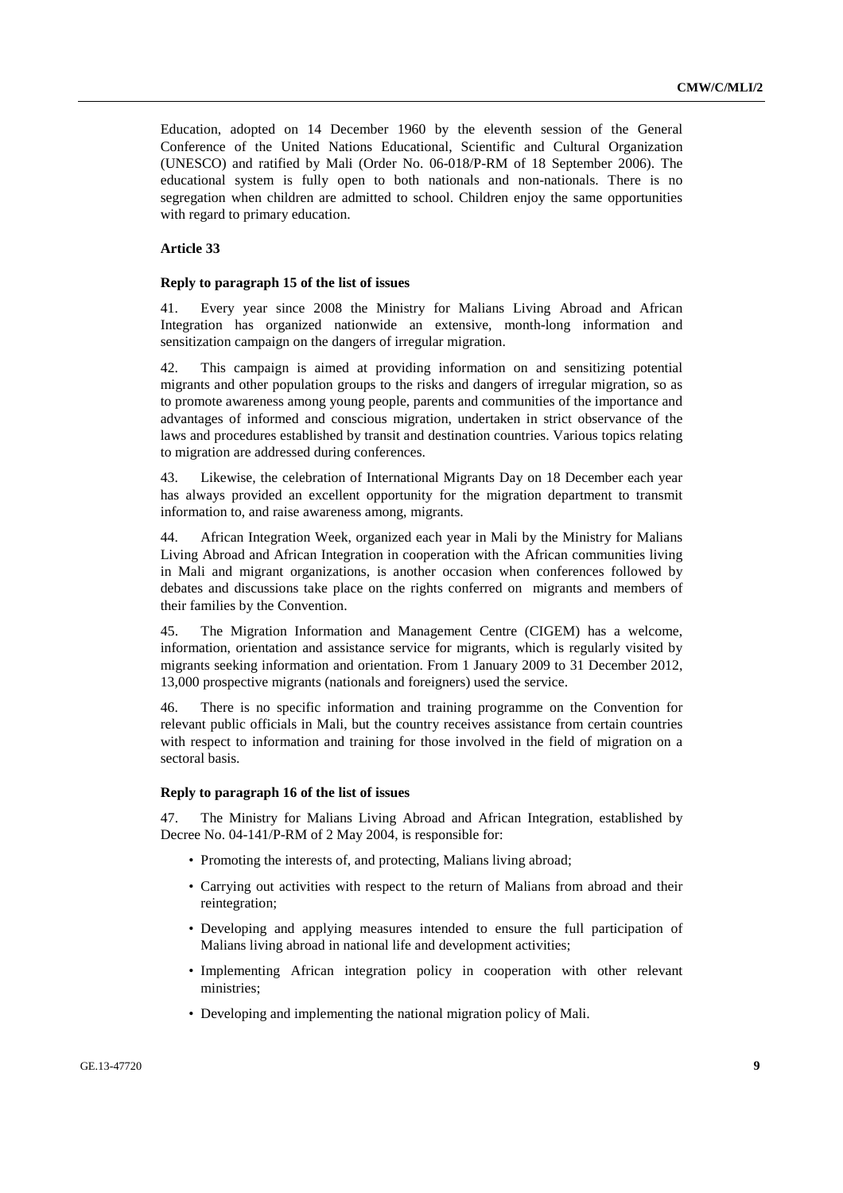Education, adopted on 14 December 1960 by the eleventh session of the General Conference of the United Nations Educational, Scientific and Cultural Organization (UNESCO) and ratified by Mali (Order No. 06-018/P-RM of 18 September 2006). The educational system is fully open to both nationals and non-nationals. There is no segregation when children are admitted to school. Children enjoy the same opportunities with regard to primary education.

### Article 33

#### Reply to paragraph 15 of the list of issues

41. Every year since 2008 the Ministry for Malians Living Abroad and African Integration has organized nationwide an extensive, month-long information and sensitization campaign on the dangers of irregular migration.

42. This campaign is aimed at providing information on and sensitizing potential migrants and other population groups to the risks and dangers of irregular migration, so as to promote awareness among young people, parents and communities of the importance and advantages of informed and conscious migration, undertaken in strict observance of the laws and procedures established by transit and destination countries. Various topics relating to migration are addressed during conferences.

43. Likewise, the celebration of International Migrants Day on 18 December each year has always provided an excellent opportunity for the migration department to transmit information to, and raise awareness among, migrants.

44. African Integration Week, organized each year in Mali by the Ministry for Malians Living Abroad and African Integration in cooperation with the African communities living in Mali and migrant organizations, is another occasion when conferences followed by debates and discussions take place on the rights conferred on migrants and members of their families by the Convention.

45. The Migration Information and Management Centre (CIGEM) has a welcome, information, orientation and assistance service for migrants, which is regularly visited by migrants seeking information and orientation. From 1 January 2009 to 31 December 2012, 13,000 prospective migrants (nationals and foreigners) used the service.

46. There is no specific information and training programme on the Convention for relevant public officials in Mali, but the country receives assistance from certain countries with respect to information and training for those involved in the field of migration on a sectoral basis.

#### Reply to paragraph 16 of the list of issues

47. The Ministry for Malians Living Abroad and African Integration, established by Decree No. 04-141/P-RM of 2 May 2004, is responsible for:

- Promoting the interests of, and protecting, Malians living abroad;
- Carrying out activities with respect to the return of Malians from abroad and their reintegration;
- Developing and applying measures intended to ensure the full participation of Malians living abroad in national life and development activities;
- Implementing African integration policy in cooperation with other relevant ministries;
- Developing and implementing the national migration policy of Mali.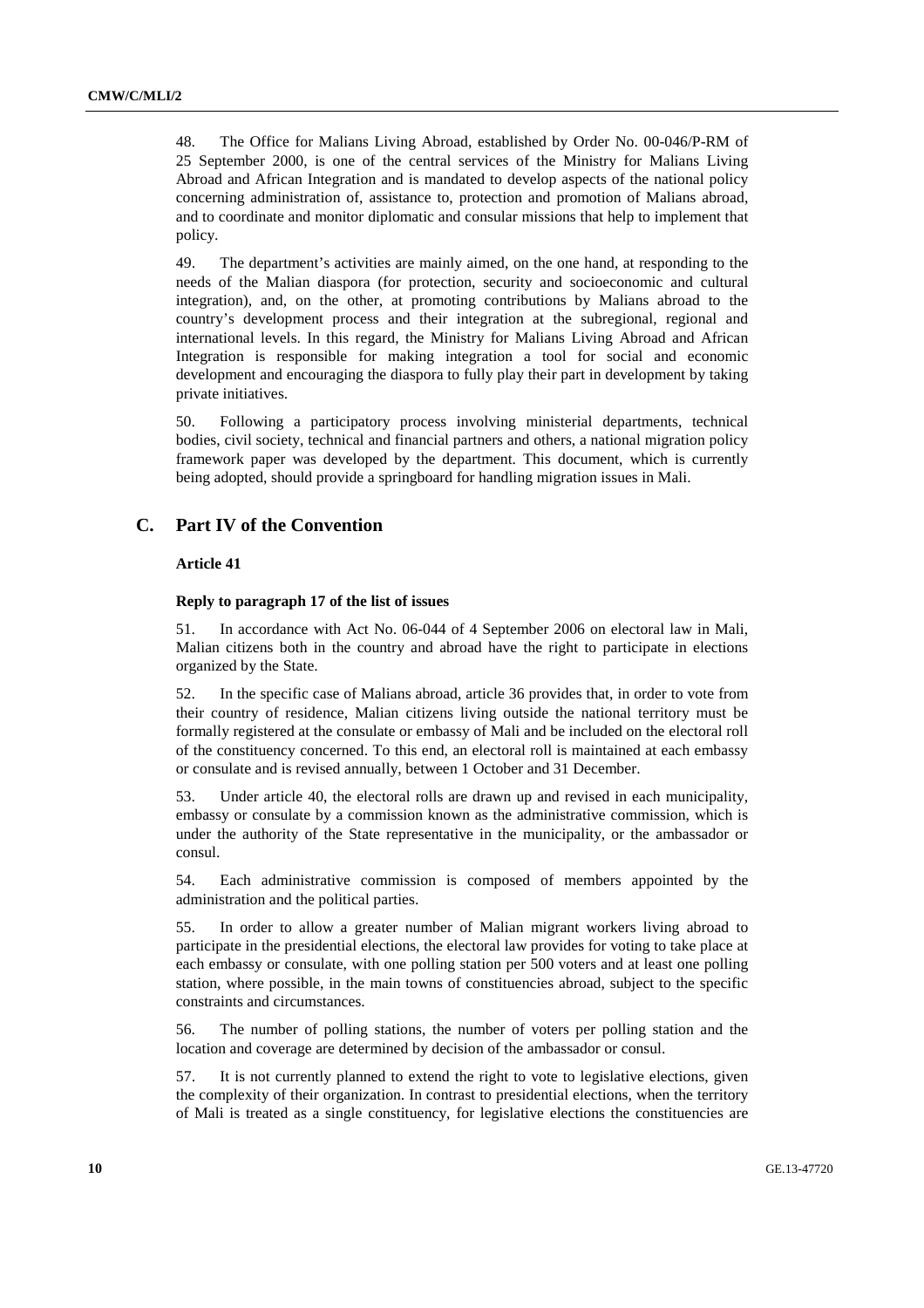48. The Office for Malians Living Abroad, established by Order No. 00-046/P-RM of 25 September 2000, is one of the central services of the Ministry for Malians Living Abroad and African Integration and is mandated to develop aspects of the national policy concerning administration of, assistance to, protection and promotion of Malians abroad, and to coordinate and monitor diplomatic and consular missions that help to implement that policy.

49. The department's activities are mainly aimed, on the one hand, at responding to the needs of the Malian diaspora (for protection, security and socioeconomic and cultural integration), and, on the other, at promoting contributions by Malians abroad to the country's development process and their integration at the subregional, regional and international levels. In this regard, the Ministry for Malians Living Abroad and African Integration is responsible for making integration a tool for social and economic development and encouraging the diaspora to fully play their part in development by taking private initiatives.

50. Following a participatory process involving ministerial departments, technical bodies, civil society, technical and financial partners and others, a national migration policy framework paper was developed by the department. This document, which is currently being adopted, should provide a springboard for handling migration issues in Mali.

## C. Part IV of the Convention

### Article 41

#### Reply to paragraph 17 of the list of issues

51. In accordance with Act No. 06-044 of 4 September 2006 on electoral law in Mali, Malian citizens both in the country and abroad have the right to participate in elections organized by the State.

52. In the specific case of Malians abroad, article 36 provides that, in order to vote from their country of residence, Malian citizens living outside the national territory must be formally registered at the consulate or embassy of Mali and be included on the electoral roll of the constituency concerned. To this end, an electoral roll is maintained at each embassy or consulate and is revised annually, between 1 October and 31 December.

53. Under article 40, the electoral rolls are drawn up and revised in each municipality, embassy or consulate by a commission known as the administrative commission, which is under the authority of the State representative in the municipality, or the ambassador or consul.

54. Each administrative commission is composed of members appointed by the administration and the political parties.

55. In order to allow a greater number of Malian migrant workers living abroad to participate in the presidential elections, the electoral law provides for voting to take place at each embassy or consulate, with one polling station per 500 voters and at least one polling station, where possible, in the main towns of constituencies abroad, subject to the specific constraints and circumstances.

56. The number of polling stations, the number of voters per polling station and the location and coverage are determined by decision of the ambassador or consul.

57. It is not currently planned to extend the right to vote to legislative elections, given the complexity of their organization. In contrast to presidential elections, when the territory of Mali is treated as a single constituency, for legislative elections the constituencies are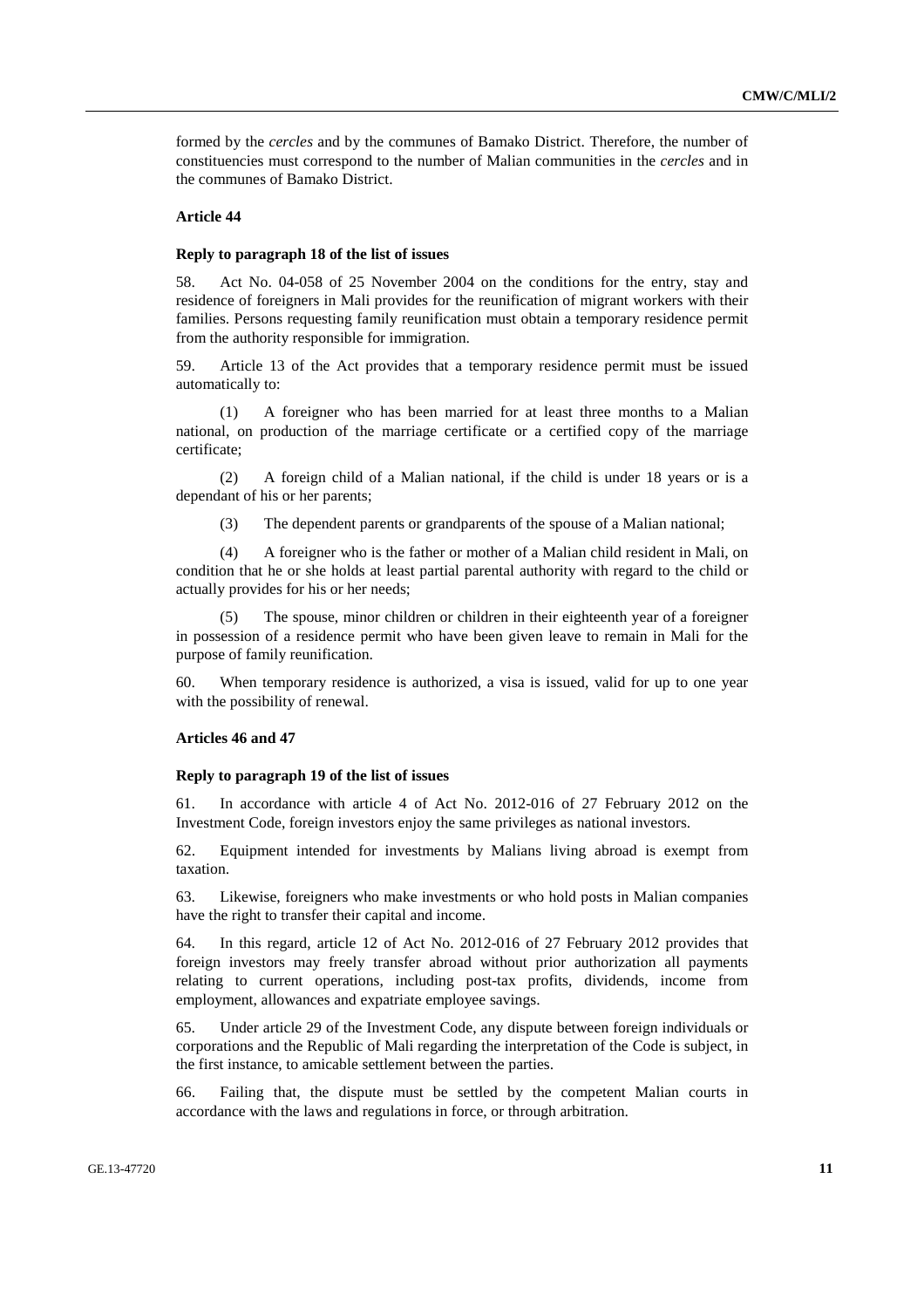formed by the *cercles* and by the communes of Bamako District. Therefore, the number of constituencies must correspond to the number of Malian communities in the *cercles* and in the communes of Bamako District.

**Article 44**

**Reply to paragraph 18 of the list of issues**

58. Act No. 04-058 of 25 November 2004 on the conditions for the entry, stay and residence of foreigners in Mali provides for the reunification of migrant workers with their families. Persons requesting family reunification must obtain a temporary residence permit from the authority responsible for immigration.

59. Article 13 of the Act provides that a temporary residence permit must be issued automatically to:

(1) A foreigner who has been married for at least three months to a Malian national, on production of the marriage certificate or a certified copy of the marriage certificate;

(2) A foreign child of a Malian national, if the child is under 18 years or is a dependant of his or her parents;

(3) The dependent parents or grandparents of the spouse of a Malian national;

(4) A foreigner who is the father or mother of a Malian child resident in Mali, on condition that he or she holds at least partial parental authority with regard to the child or actually provides for his or her needs;

(5) The spouse, minor children or children in their eighteenth year of a foreigner in possession of a residence permit who have been given leave to remain in Mali for the purpose of family reunification.

60. When temporary residence is authorized, a visa is issued, valid for up to one year with the possibility of renewal.

**Articles 46 and 47**

**Reply to paragraph 19 of the list of issues**

61. In accordance with article 4 of Act No. 2012-016 of 27 February 2012 on the Investment Code, foreign investors enjoy the same privileges as national investors.

62. Equipment intended for investments by Malians living abroad is exempt from taxation.

63. Likewise, foreigners who make investments or who hold posts in Malian companies have the right to transfer their capital and income.

64. In this regard, article 12 of Act No. 2012-016 of 27 February 2012 provides that foreign investors may freely transfer abroad without prior authorization all payments relating to current operations, including post-tax profits, dividends, income from employment, allowances and expatriate employee savings.

65. Under article 29 of the Investment Code, any dispute between foreign individuals or corporations and the Republic of Mali regarding the interpretation of the Code is subject, in the first instance, to amicable settlement between the parties.

66. Failing that, the dispute must be settled by the competent Malian courts in accordance with the laws and regulations in force, or through arbitration.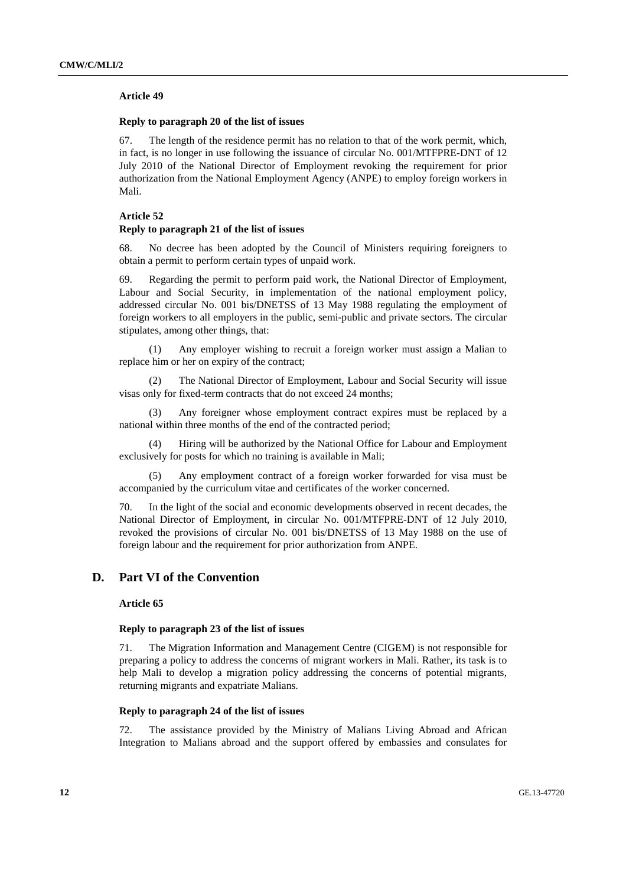**Article 49**

**Reply to paragraph 20 of the list of issues**

67. The length of the residence permit has no relation to that of the work permit, which, in fact, is no longer in use following the issuance of circular No. 001/MTFPRE-DNT of 12 July 2010 of the National Director of Employment revoking the requirement for prior authorization from the National Employment Agency (ANPE) to employ foreign workers in Mali.

**Article 52**

**Reply to paragraph 21 of the list of issues**

68. No decree has been adopted by the Council of Ministers requiring foreigners to obtain a permit to perform certain types of unpaid work.

69. Regarding the permit to perform paid work, the National Director of Employment, Labour and Social Security, in implementation of the national employment policy, addressed circular No. 001 bis/DNETSS of 13 May 1988 regulating the employment of foreign workers to all employers in the public, semi-public and private sectors. The circular stipulates, among other things, that:

(1) Any employer wishing to recruit a foreign worker must assign a Malian to replace him or her on expiry of the contract;

(2) The National Director of Employment, Labour and Social Security will issue visas only for fixed-term contracts that do not exceed 24 months;

(3) Any foreigner whose employment contract expires must be replaced by a national within three months of the end of the contracted period;

(4) Hiring will be authorized by the National Office for Labour and Employment exclusively for posts for which no training is available in Mali;

(5) Any employment contract of a foreign worker forwarded for visa must be accompanied by the curriculum vitae and certificates of the worker concerned.

70. In the light of the social and economic developments observed in recent decades, the National Director of Employment, in circular No. 001/MTFPRE-DNT of 12 July 2010, revoked the provisions of circular No. 001 bis/DNETSS of 13 May 1988 on the use of foreign labour and the requirement for prior authorization from ANPE.

## D. Part VI of the Convention

**Article 65**

**Reply to paragraph 23 of the list of issues**

71. The Migration Information and Management Centre (CIGEM) is not responsible for preparing a policy to address the concerns of migrant workers in Mali. Rather, its task is to help Mali to develop a migration policy addressing the concerns of potential migrants, returning migrants and expatriate Malians.

**Reply to paragraph 24 of the list of issues**

72. The assistance provided by the Ministry of Malians Living Abroad and African Integration to Malians abroad and the support offered by embassies and consulates for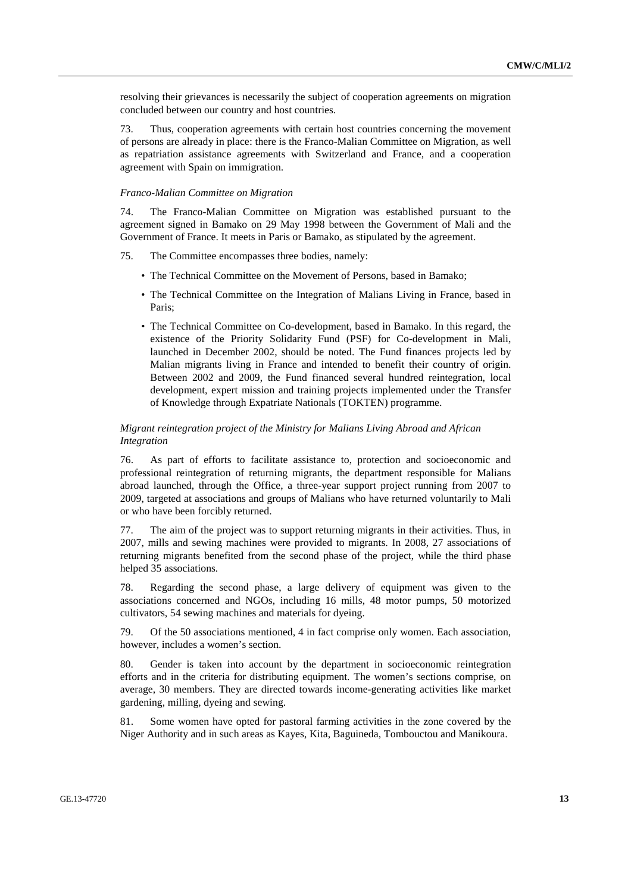resolving their grievances is necessarily the subject of cooperation agreements on migration concluded between our country and host countries.

73. Thus, cooperation agreements with certain host countries concerning the movement of persons are already in place: there is the Franco-Malian Committee on Migration, as well as repatriation assistance agreements with Switzerland and France, and a cooperation agreement with Spain on immigration.

*Franco-Malian Committee on Migration*

74. The Franco-Malian Committee on Migration was established pursuant to the agreement signed in Bamako on 29 May 1998 between the Government of Mali and the Government of France. It meets in Paris or Bamako, as stipulated by the agreement.

75. The Committee encompasses three bodies, namely:

- The Technical Committee on the Movement of Persons, based in Bamako;
- The Technical Committee on the Integration of Malians Living in France, based in Paris;
- The Technical Committee on Co-development, based in Bamako. In this regard, the existence of the Priority Solidarity Fund (PSF) for Co-development in Mali, launched in December 2002, should be noted. The Fund finances projects led by Malian migrants living in France and intended to benefit their country of origin. Between 2002 and 2009, the Fund financed several hundred reintegration, local development, expert mission and training projects implemented under the Transfer of Knowledge through Expatriate Nationals (TOKTEN) programme.

*Migrant reintegration project of the Ministry for Malians Living Abroad and African Integration*

76. As part of efforts to facilitate assistance to, protection and socioeconomic and professional reintegration of returning migrants, the department responsible for Malians abroad launched, through the Office, a three-year support project running from 2007 to 2009, targeted at associations and groups of Malians who have returned voluntarily to Mali or who have been forcibly returned.

77. The aim of the project was to support returning migrants in their activities. Thus, in 2007, mills and sewing machines were provided to migrants. In 2008, 27 associations of returning migrants benefited from the second phase of the project, while the third phase helped 35 associations.

78. Regarding the second phase, a large delivery of equipment was given to the associations concerned and NGOs, including 16 mills, 48 motor pumps, 50 motorized cultivators, 54 sewing machines and materials for dyeing.

79. Of the 50 associations mentioned, 4 in fact comprise only women. Each association, however, includes a women's section.

80. Gender is taken into account by the department in socioeconomic reintegration efforts and in the criteria for distributing equipment. The women's sections comprise, on average, 30 members. They are directed towards income-generating activities like market gardening, milling, dyeing and sewing.

81. Some women have opted for pastoral farming activities in the zone covered by the Niger Authority and in such areas as Kayes, Kita, Baguineda, Tombouctou and Manikoura.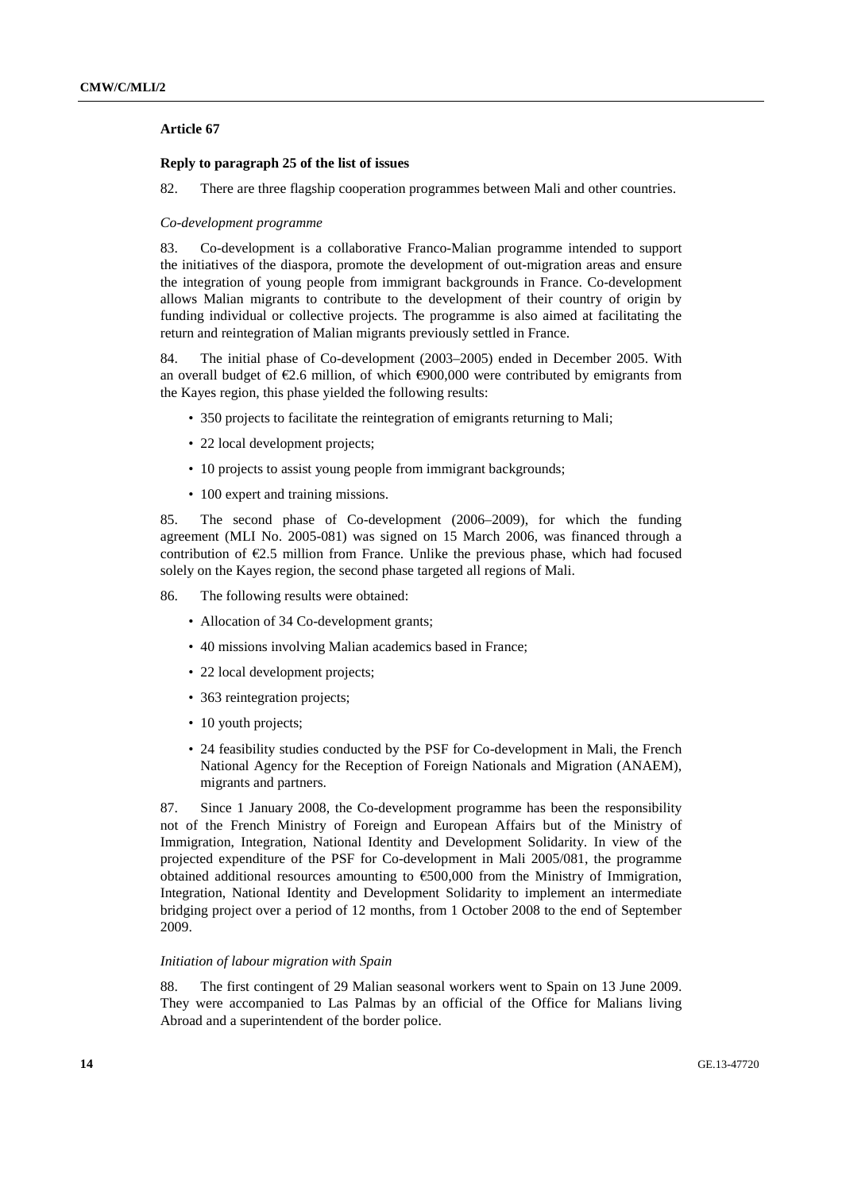### Article 67

#### Reply to paragraph 25 of the list of issues

82. There are three flagship cooperation programmes between Mali and other countries.

*Co-development programme*

83. Co-development is a collaborative Franco-Malian programme intended to support the initiatives of the diaspora, promote the development of out-migration areas and ensure the integration of young people from immigrant backgrounds in France. Co-development allows Malian migrants to contribute to the development of their country of origin by funding individual or collective projects. The programme is also aimed at facilitating the return and reintegration of Malian migrants previously settled in France.

84. The initial phase of Co-development (2003–2005) ended in December 2005. With an overall budget of €2.6 million, of which €900,000 were contributed by emigrants from the Kayes region, this phase yielded the following results:

- 350 projects to facilitate the reintegration of emigrants returning to Mali;
- 22 local development projects;
- 10 projects to assist young people from immigrant backgrounds;
- 100 expert and training missions.

85. The second phase of Co-development (2006–2009), for which the funding agreement (MLI No. 2005-081) was signed on 15 March 2006, was financed through a contribution of €2.5 million from France. Unlike the previous phase, which had focused solely on the Kayes region, the second phase targeted all regions of Mali.

86. The following results were obtained:

- Allocation of 34 Co-development grants;
- 40 missions involving Malian academics based in France;
- 22 local development projects;
- 363 reintegration projects;
- 10 youth projects;
- 24 feasibility studies conducted by the PSF for Co-development in Mali, the French National Agency for the Reception of Foreign Nationals and Migration (ANAEM), migrants and partners.

87. Since 1 January 2008, the Co-development programme has been the responsibility not of the French Ministry of Foreign and European Affairs but of the Ministry of Immigration, Integration, National Identity and Development Solidarity. In view of the projected expenditure of the PSF for Co-development in Mali 2005/081, the programme obtained additional resources amounting to €500,000 from the Ministry of Immigration, Integration, National Identity and Development Solidarity to implement an intermediate bridging project over a period of 12 months, from 1 October 2008 to the end of September 2009.

*Initiation of labour migration with Spain*

88. The first contingent of 29 Malian seasonal workers went to Spain on 13 June 2009. They were accompanied to Las Palmas by an official of the Office for Malians living Abroad and a superintendent of the border police.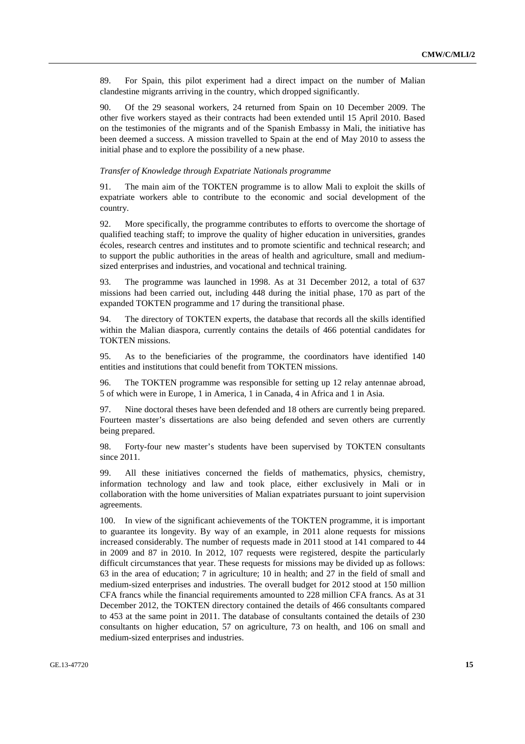89. For Spain, this pilot experiment had a direct impact on the number of Malian clandestine migrants arriving in the country, which dropped significantly.

90. Of the 29 seasonal workers, 24 returned from Spain on 10 December 2009. The other five workers stayed as their contracts had been extended until 15 April 2010. Based on the testimonies of the migrants and of the Spanish Embassy in Mali, the initiative has been deemed a success. A mission travelled to Spain at the end of May 2010 to assess the initial phase and to explore the possibility of a new phase.

*Transfer of Knowledge through Expatriate Nationals programme*

91. The main aim of the TOKTEN programme is to allow Mali to exploit the skills of expatriate workers able to contribute to the economic and social development of the country.

92. More specifically, the programme contributes to efforts to overcome the shortage of qualified teaching staff; to improve the quality of higher education in universities, grandes écoles, research centres and institutes and to promote scientific and technical research; and to support the public authorities in the areas of health and agriculture, small and medium-sized enterprises and industries, and vocational and technical training.

93. The programme was launched in 1998. As at 31 December 2012, a total of 637 missions had been carried out, including 448 during the initial phase, 170 as part of the expanded TOKTEN programme and 17 during the transitional phase.

94. The directory of TOKTEN experts, the database that records all the skills identified within the Malian diaspora, currently contains the details of 466 potential candidates for TOKTEN missions.

95. As to the beneficiaries of the programme, the coordinators have identified 140 entities and institutions that could benefit from TOKTEN missions.

96. The TOKTEN programme was responsible for setting up 12 relay antennae abroad, 5 of which were in Europe, 1 in America, 1 in Canada, 4 in Africa and 1 in Asia.

97. Nine doctoral theses have been defended and 18 others are currently being prepared. Fourteen master's dissertations are also being defended and seven others are currently being prepared.

98. Forty-four new master's students have been supervised by TOKTEN consultants since 2011.

99. All these initiatives concerned the fields of mathematics, physics, chemistry, information technology and law and took place, either exclusively in Mali or in collaboration with the home universities of Malian expatriates pursuant to joint supervision agreements.

100. In view of the significant achievements of the TOKTEN programme, it is important to guarantee its longevity. By way of an example, in 2011 alone requests for missions increased considerably. The number of requests made in 2011 stood at 141 compared to 44 in 2009 and 87 in 2010. In 2012, 107 requests were registered, despite the particularly difficult circumstances that year. These requests for missions may be divided up as follows: 63 in the area of education; 7 in agriculture; 10 in health; and 27 in the field of small and medium-sized enterprises and industries. The overall budget for 2012 stood at 150 million CFA francs while the financial requirements amounted to 228 million CFA francs. As at 31 December 2012, the TOKTEN directory contained the details of 466 consultants compared to 453 at the same point in 2011. The database of consultants contained the details of 230 consultants on higher education, 57 on agriculture, 73 on health, and 106 on small and medium-sized enterprises and industries.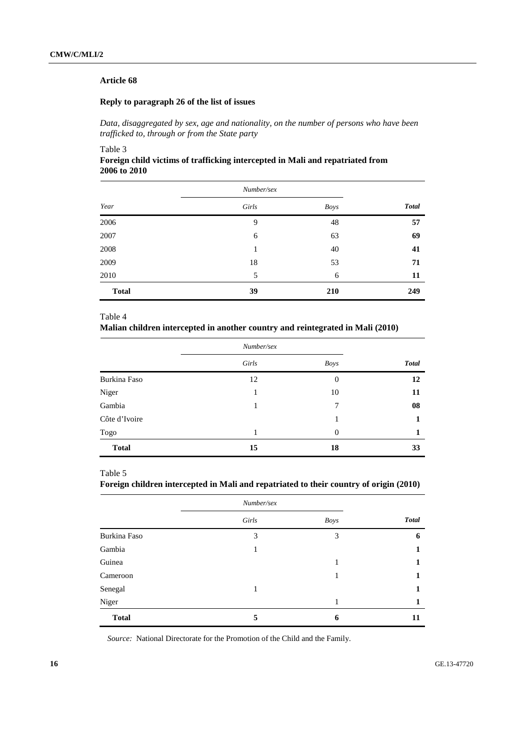### Article 68

#### Reply to paragraph 26 of the list of issues

*Data, disaggregated by sex, age and nationality, on the number of persons who have been trafficked to, through or from the State party*

Table 3
**Foreign child victims of trafficking intercepted in Mali and repatriated from 2006 to 2010**

| *Year* | *Number/sex* | | *Total* |
|---|---|---|---|
| | *Girls* | *Boys* | |
| 2006 | 9 | 48 | **57** |
| 2007 | 6 | 63 | **69** |
| 2008 | 1 | 40 | **41** |
| 2009 | 18 | 53 | **71** |
| 2010 | 5 | 6 | **11** |
| **Total** | **39** | **210** | **249** |

Table 4
**Malian children intercepted in another country and reintegrated in Mali (2010)**

| | *Number/sex* | | *Total* |
|---|---|---|---|
| | *Girls* | *Boys* | |
| Burkina Faso | 12 | 0 | **12** |
| Niger | 1 | 10 | **11** |
| Gambia | 1 | 7 | **08** |
| Côte d'Ivoire | | 1 | **1** |
| Togo | 1 | 0 | **1** |
| **Total** | **15** | **18** | **33** |

Table 5
**Foreign children intercepted in Mali and repatriated to their country of origin (2010)**

| | *Number/sex* | | *Total* |
|---|---|---|---|
| | *Girls* | *Boys* | |
| Burkina Faso | 3 | 3 | **6** |
| Gambia | 1 | | **1** |
| Guinea | | 1 | **1** |
| Cameroon | | 1 | **1** |
| Senegal | 1 | | **1** |
| Niger | | 1 | **1** |
| **Total** | **5** | **6** | **11** |

*Source:* National Directorate for the Promotion of the Child and the Family.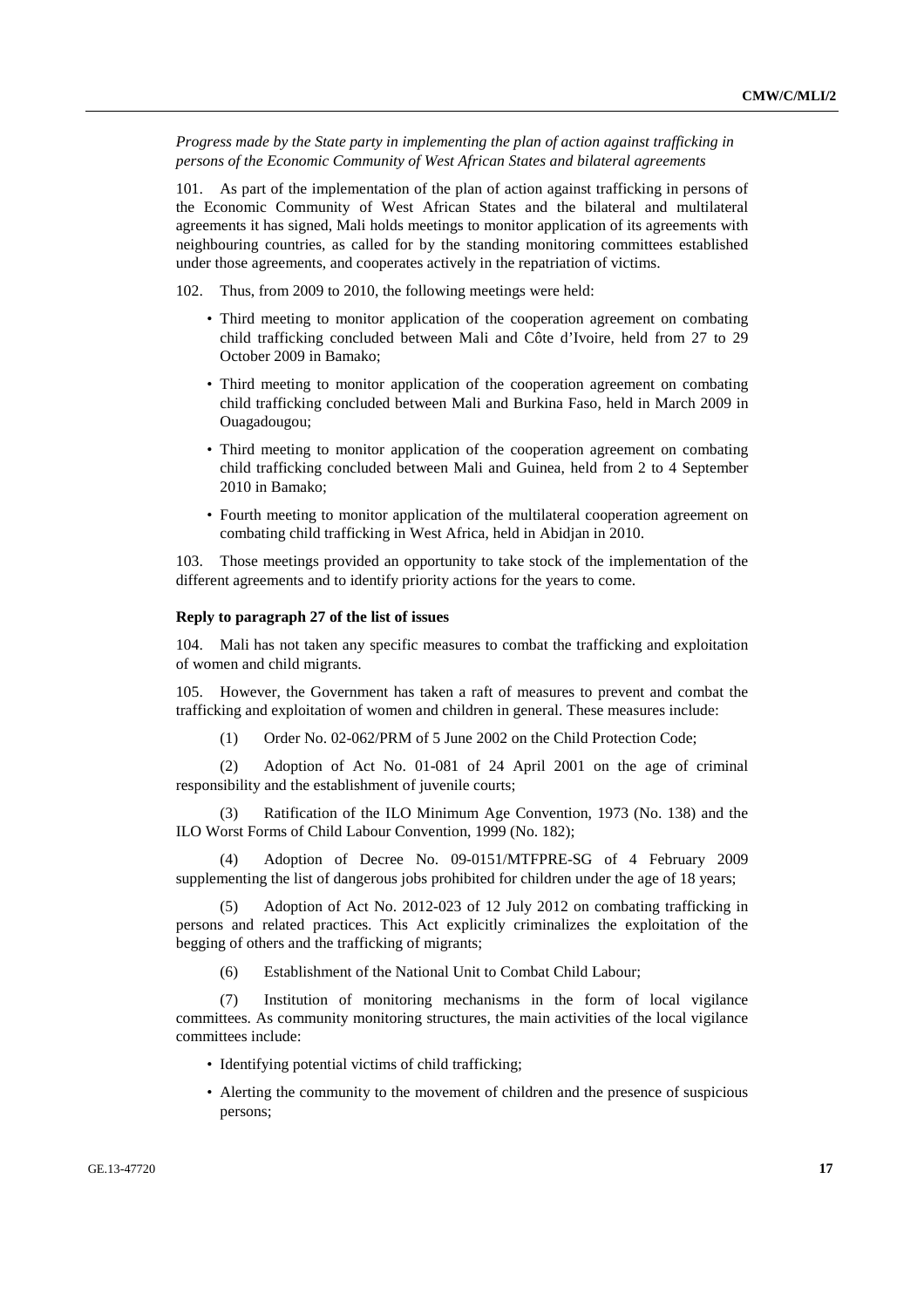*Progress made by the State party in implementing the plan of action against trafficking in persons of the Economic Community of West African States and bilateral agreements*

101. As part of the implementation of the plan of action against trafficking in persons of the Economic Community of West African States and the bilateral and multilateral agreements it has signed, Mali holds meetings to monitor application of its agreements with neighbouring countries, as called for by the standing monitoring committees established under those agreements, and cooperates actively in the repatriation of victims.

102. Thus, from 2009 to 2010, the following meetings were held:

- Third meeting to monitor application of the cooperation agreement on combating child trafficking concluded between Mali and Côte d'Ivoire, held from 27 to 29 October 2009 in Bamako;
- Third meeting to monitor application of the cooperation agreement on combating child trafficking concluded between Mali and Burkina Faso, held in March 2009 in Ouagadougou;
- Third meeting to monitor application of the cooperation agreement on combating child trafficking concluded between Mali and Guinea, held from 2 to 4 September 2010 in Bamako;
- Fourth meeting to monitor application of the multilateral cooperation agreement on combating child trafficking in West Africa, held in Abidjan in 2010.

103. Those meetings provided an opportunity to take stock of the implementation of the different agreements and to identify priority actions for the years to come.

#### Reply to paragraph 27 of the list of issues

104. Mali has not taken any specific measures to combat the trafficking and exploitation of women and child migrants.

105. However, the Government has taken a raft of measures to prevent and combat the trafficking and exploitation of women and children in general. These measures include:

(1) Order No. 02-062/PRM of 5 June 2002 on the Child Protection Code;

(2) Adoption of Act No. 01-081 of 24 April 2001 on the age of criminal responsibility and the establishment of juvenile courts;

(3) Ratification of the ILO Minimum Age Convention, 1973 (No. 138) and the ILO Worst Forms of Child Labour Convention, 1999 (No. 182);

(4) Adoption of Decree No. 09-0151/MTFPRE-SG of 4 February 2009 supplementing the list of dangerous jobs prohibited for children under the age of 18 years;

(5) Adoption of Act No. 2012-023 of 12 July 2012 on combating trafficking in persons and related practices. This Act explicitly criminalizes the exploitation of the begging of others and the trafficking of migrants;

(6) Establishment of the National Unit to Combat Child Labour;

(7) Institution of monitoring mechanisms in the form of local vigilance committees. As community monitoring structures, the main activities of the local vigilance committees include:

- Identifying potential victims of child trafficking;
- Alerting the community to the movement of children and the presence of suspicious persons;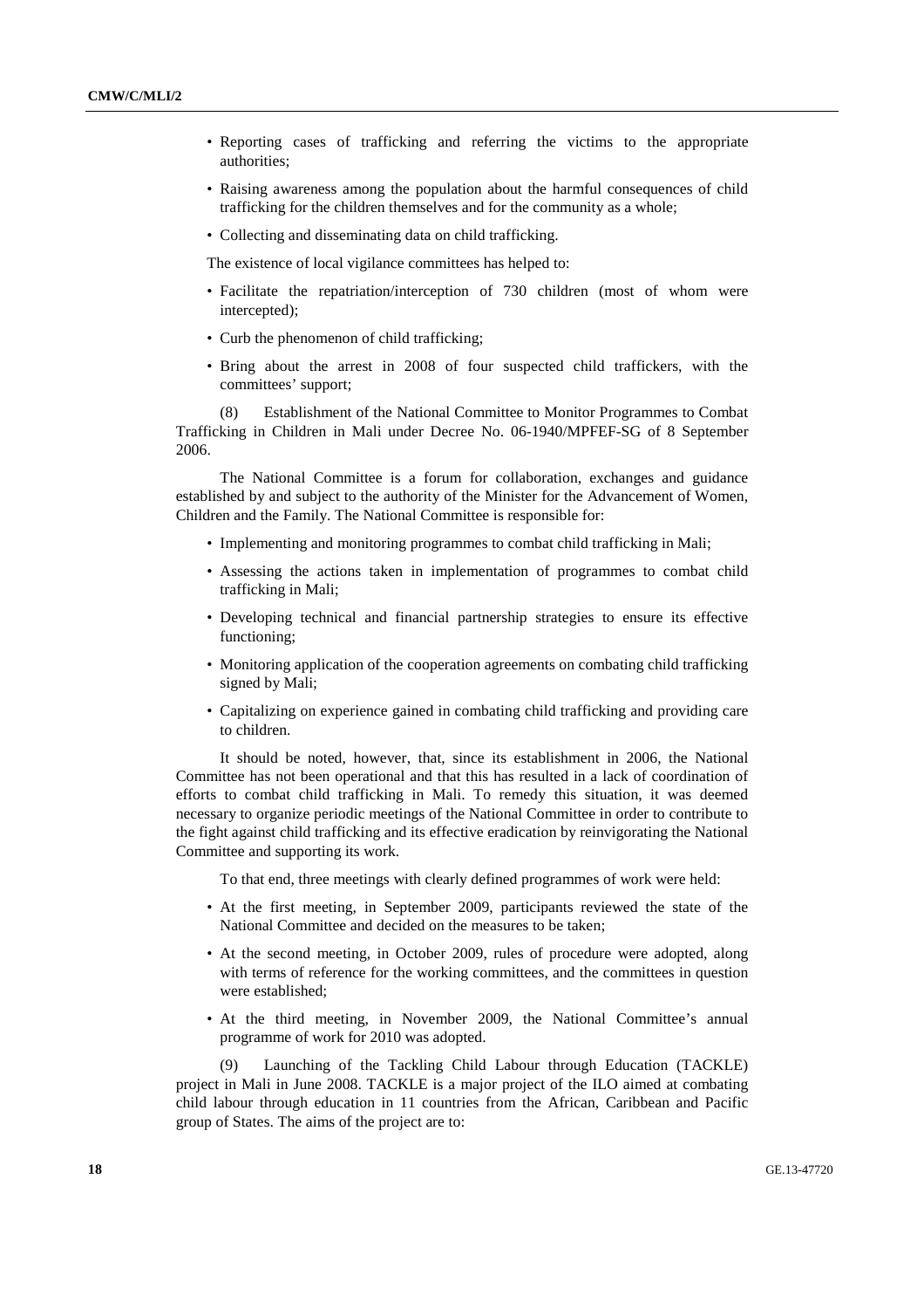- Reporting cases of trafficking and referring the victims to the appropriate authorities;
- Raising awareness among the population about the harmful consequences of child trafficking for the children themselves and for the community as a whole;
- Collecting and disseminating data on child trafficking.

The existence of local vigilance committees has helped to:

- Facilitate the repatriation/interception of 730 children (most of whom were intercepted);
- Curb the phenomenon of child trafficking;
- Bring about the arrest in 2008 of four suspected child traffickers, with the committees' support;

(8) Establishment of the National Committee to Monitor Programmes to Combat Trafficking in Children in Mali under Decree No. 06-1940/MPFEF-SG of 8 September 2006.

The National Committee is a forum for collaboration, exchanges and guidance established by and subject to the authority of the Minister for the Advancement of Women, Children and the Family. The National Committee is responsible for:

- Implementing and monitoring programmes to combat child trafficking in Mali;
- Assessing the actions taken in implementation of programmes to combat child trafficking in Mali;
- Developing technical and financial partnership strategies to ensure its effective functioning;
- Monitoring application of the cooperation agreements on combating child trafficking signed by Mali;
- Capitalizing on experience gained in combating child trafficking and providing care to children.

It should be noted, however, that, since its establishment in 2006, the National Committee has not been operational and that this has resulted in a lack of coordination of efforts to combat child trafficking in Mali. To remedy this situation, it was deemed necessary to organize periodic meetings of the National Committee in order to contribute to the fight against child trafficking and its effective eradication by reinvigorating the National Committee and supporting its work.

To that end, three meetings with clearly defined programmes of work were held:

- At the first meeting, in September 2009, participants reviewed the state of the National Committee and decided on the measures to be taken;
- At the second meeting, in October 2009, rules of procedure were adopted, along with terms of reference for the working committees, and the committees in question were established;
- At the third meeting, in November 2009, the National Committee's annual programme of work for 2010 was adopted.

(9) Launching of the Tackling Child Labour through Education (TACKLE) project in Mali in June 2008. TACKLE is a major project of the ILO aimed at combating child labour through education in 11 countries from the African, Caribbean and Pacific group of States. The aims of the project are to: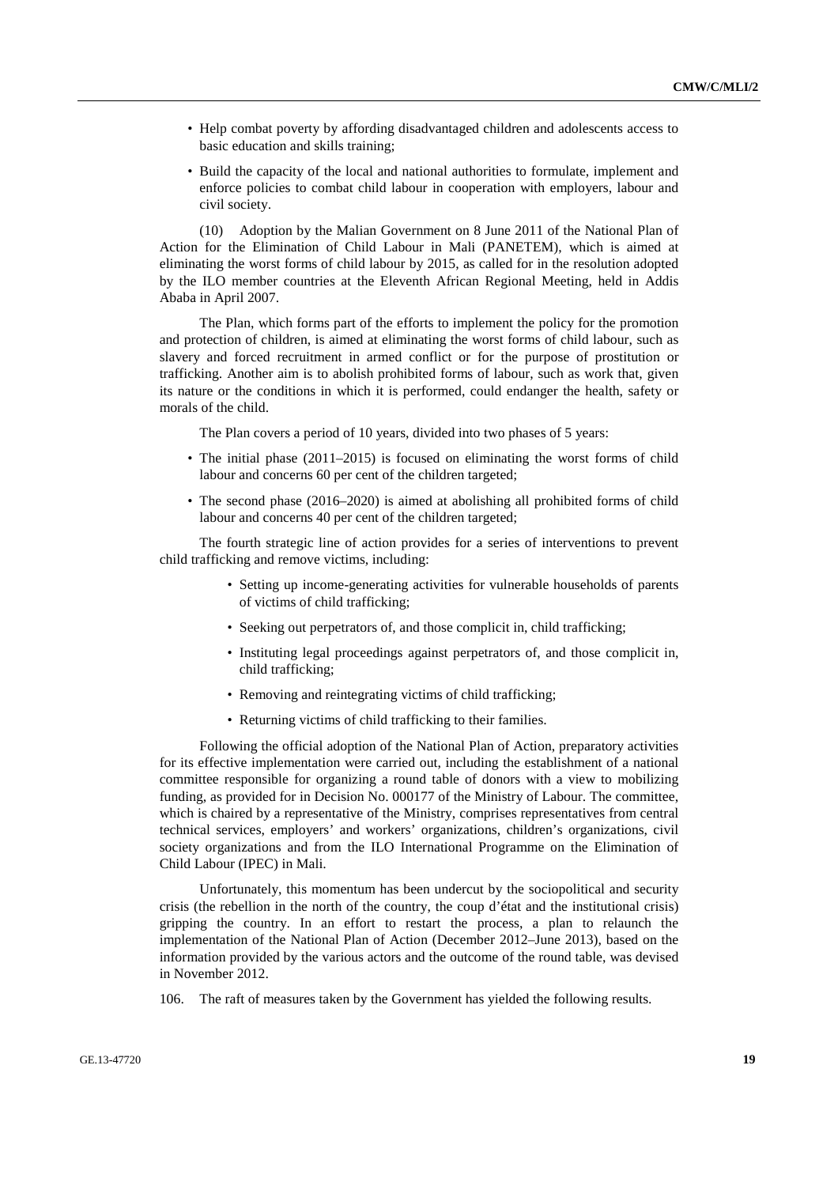- Help combat poverty by affording disadvantaged children and adolescents access to basic education and skills training;
- Build the capacity of the local and national authorities to formulate, implement and enforce policies to combat child labour in cooperation with employers, labour and civil society.

(10) Adoption by the Malian Government on 8 June 2011 of the National Plan of Action for the Elimination of Child Labour in Mali (PANETEM), which is aimed at eliminating the worst forms of child labour by 2015, as called for in the resolution adopted by the ILO member countries at the Eleventh African Regional Meeting, held in Addis Ababa in April 2007.

The Plan, which forms part of the efforts to implement the policy for the promotion and protection of children, is aimed at eliminating the worst forms of child labour, such as slavery and forced recruitment in armed conflict or for the purpose of prostitution or trafficking. Another aim is to abolish prohibited forms of labour, such as work that, given its nature or the conditions in which it is performed, could endanger the health, safety or morals of the child.

The Plan covers a period of 10 years, divided into two phases of 5 years:

- The initial phase (2011–2015) is focused on eliminating the worst forms of child labour and concerns 60 per cent of the children targeted;
- The second phase (2016–2020) is aimed at abolishing all prohibited forms of child labour and concerns 40 per cent of the children targeted;

The fourth strategic line of action provides for a series of interventions to prevent child trafficking and remove victims, including:

- Setting up income-generating activities for vulnerable households of parents of victims of child trafficking;
- Seeking out perpetrators of, and those complicit in, child trafficking;
- Instituting legal proceedings against perpetrators of, and those complicit in, child trafficking;
- Removing and reintegrating victims of child trafficking;
- Returning victims of child trafficking to their families.

Following the official adoption of the National Plan of Action, preparatory activities for its effective implementation were carried out, including the establishment of a national committee responsible for organizing a round table of donors with a view to mobilizing funding, as provided for in Decision No. 000177 of the Ministry of Labour. The committee, which is chaired by a representative of the Ministry, comprises representatives from central technical services, employers' and workers' organizations, children's organizations, civil society organizations and from the ILO International Programme on the Elimination of Child Labour (IPEC) in Mali.

Unfortunately, this momentum has been undercut by the sociopolitical and security crisis (the rebellion in the north of the country, the coup d'état and the institutional crisis) gripping the country. In an effort to restart the process, a plan to relaunch the implementation of the National Plan of Action (December 2012–June 2013), based on the information provided by the various actors and the outcome of the round table, was devised in November 2012.

106. The raft of measures taken by the Government has yielded the following results.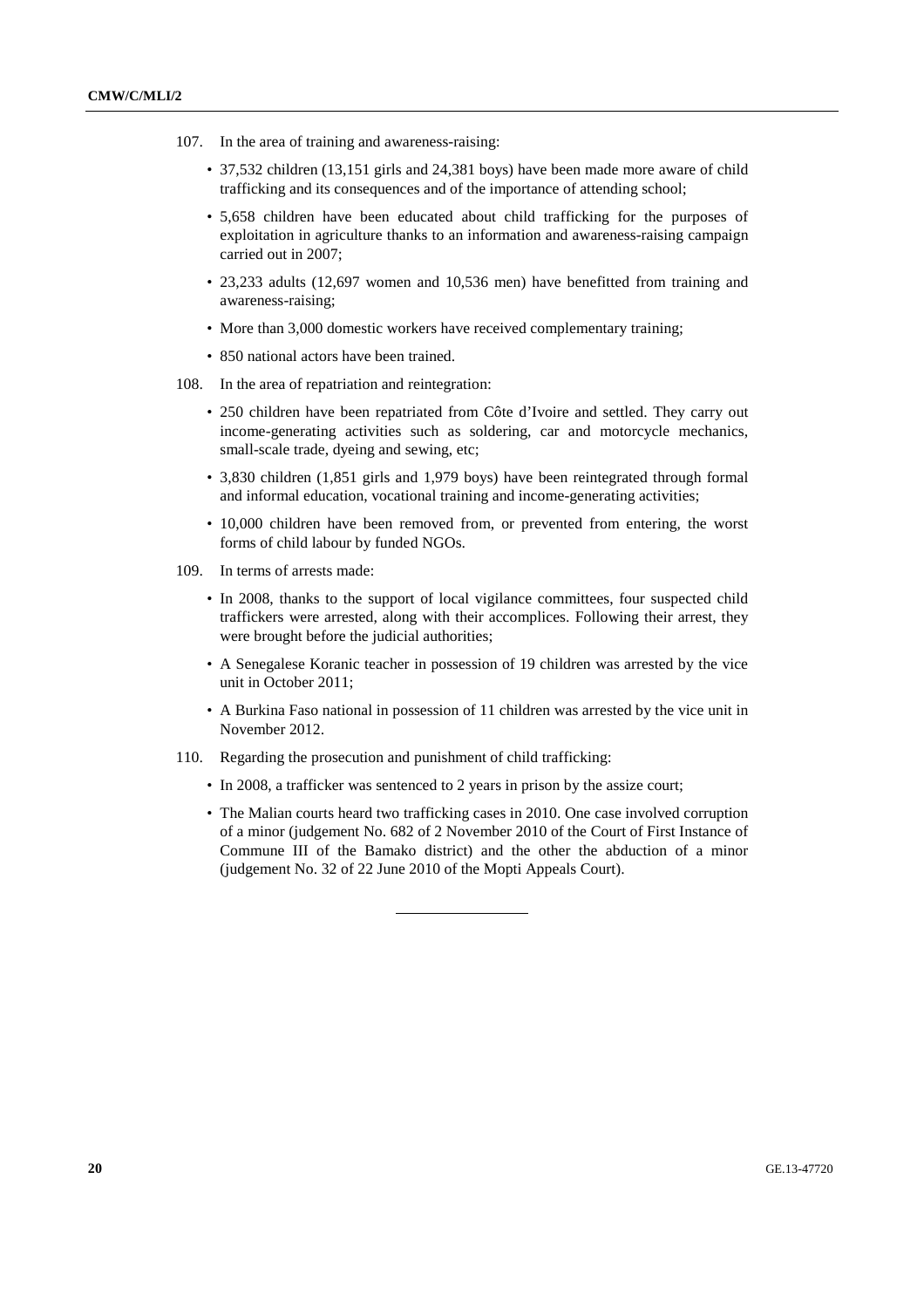107. In the area of training and awareness-raising:

- 37,532 children (13,151 girls and 24,381 boys) have been made more aware of child trafficking and its consequences and of the importance of attending school;
- 5,658 children have been educated about child trafficking for the purposes of exploitation in agriculture thanks to an information and awareness-raising campaign carried out in 2007;
- 23,233 adults (12,697 women and 10,536 men) have benefitted from training and awareness-raising;
- More than 3,000 domestic workers have received complementary training;
- 850 national actors have been trained.

108. In the area of repatriation and reintegration:

- 250 children have been repatriated from Côte d'Ivoire and settled. They carry out income-generating activities such as soldering, car and motorcycle mechanics, small-scale trade, dyeing and sewing, etc;
- 3,830 children (1,851 girls and 1,979 boys) have been reintegrated through formal and informal education, vocational training and income-generating activities;
- 10,000 children have been removed from, or prevented from entering, the worst forms of child labour by funded NGOs.

109. In terms of arrests made:

- In 2008, thanks to the support of local vigilance committees, four suspected child traffickers were arrested, along with their accomplices. Following their arrest, they were brought before the judicial authorities;
- A Senegalese Koranic teacher in possession of 19 children was arrested by the vice unit in October 2011;
- A Burkina Faso national in possession of 11 children was arrested by the vice unit in November 2012.

110. Regarding the prosecution and punishment of child trafficking:

- In 2008, a trafficker was sentenced to 2 years in prison by the assize court;
- The Malian courts heard two trafficking cases in 2010. One case involved corruption of a minor (judgement No. 682 of 2 November 2010 of the Court of First Instance of Commune III of the Bamako district) and the other the abduction of a minor (judgement No. 32 of 22 June 2010 of the Mopti Appeals Court).